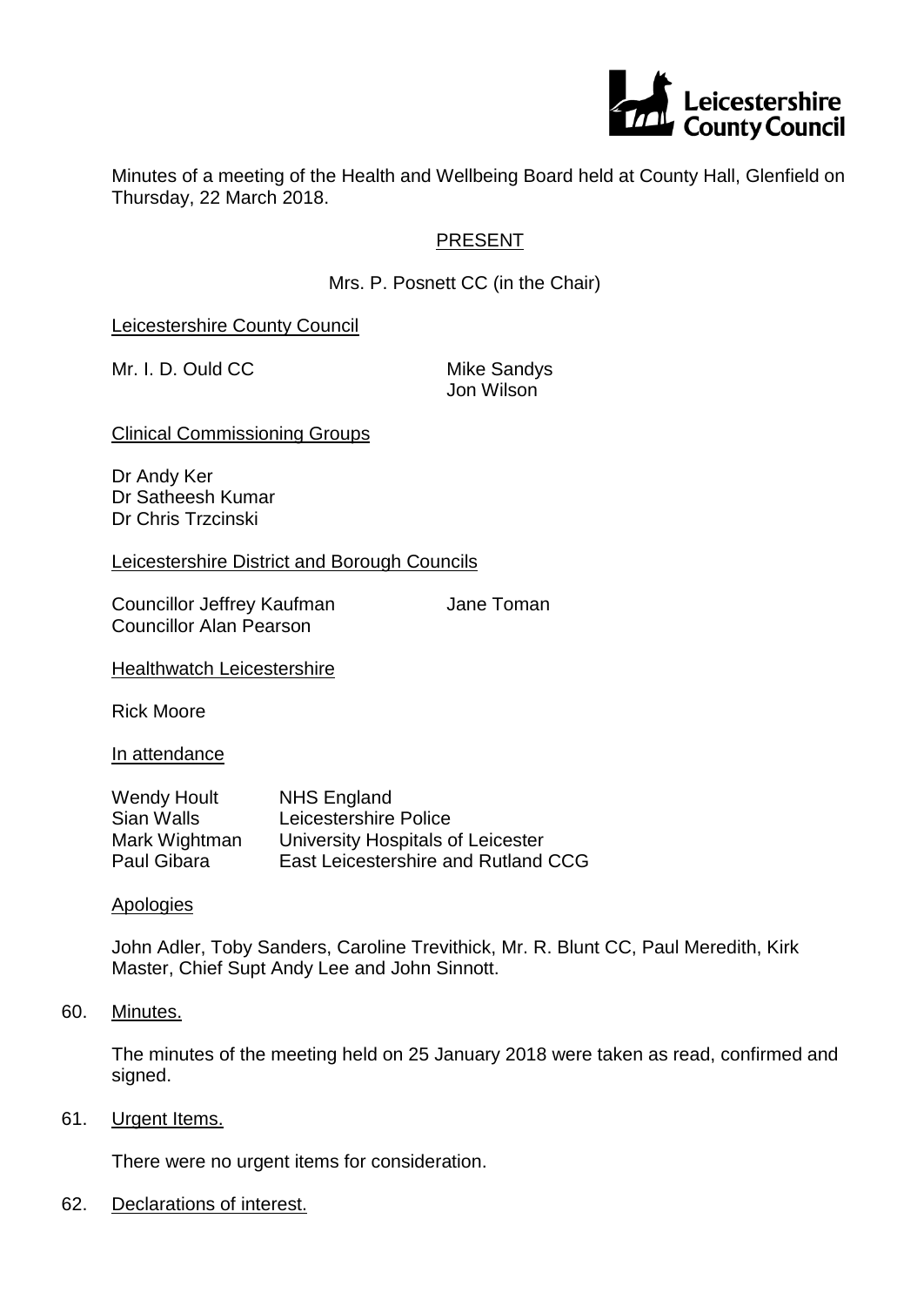Leicestershire County Council

Minutes of a meeting of the Health and Wellbeing Board held at County Hall, Glenfield on Thursday, 22 March 2018.

## PRESENT

Mrs. P. Posnett CC (in the Chair)

**Leicestershire County Council**

Mr. I. D. Ould CC
Mike Sandys
Jon Wilson

**Clinical Commissioning Groups**

Dr Andy Ker
Dr Satheesh Kumar
Dr Chris Trzcinski

**Leicestershire District and Borough Councils**

Councillor Jeffrey Kaufman
Councillor Alan Pearson
Jane Toman

**Healthwatch Leicestershire**

Rick Moore

**In attendance**

| | |
|---|---|
| Wendy Hoult | NHS England |
| Sian Walls | Leicestershire Police |
| Mark Wightman | University Hospitals of Leicester |
| Paul Gibara | East Leicestershire and Rutland CCG |

**Apologies**

John Adler, Toby Sanders, Caroline Trevithick, Mr. R. Blunt CC, Paul Meredith, Kirk Master, Chief Supt Andy Lee and John Sinnott.

60. Minutes.

The minutes of the meeting held on 25 January 2018 were taken as read, confirmed and signed.

61. Urgent Items.

There were no urgent items for consideration.

62. Declarations of interest.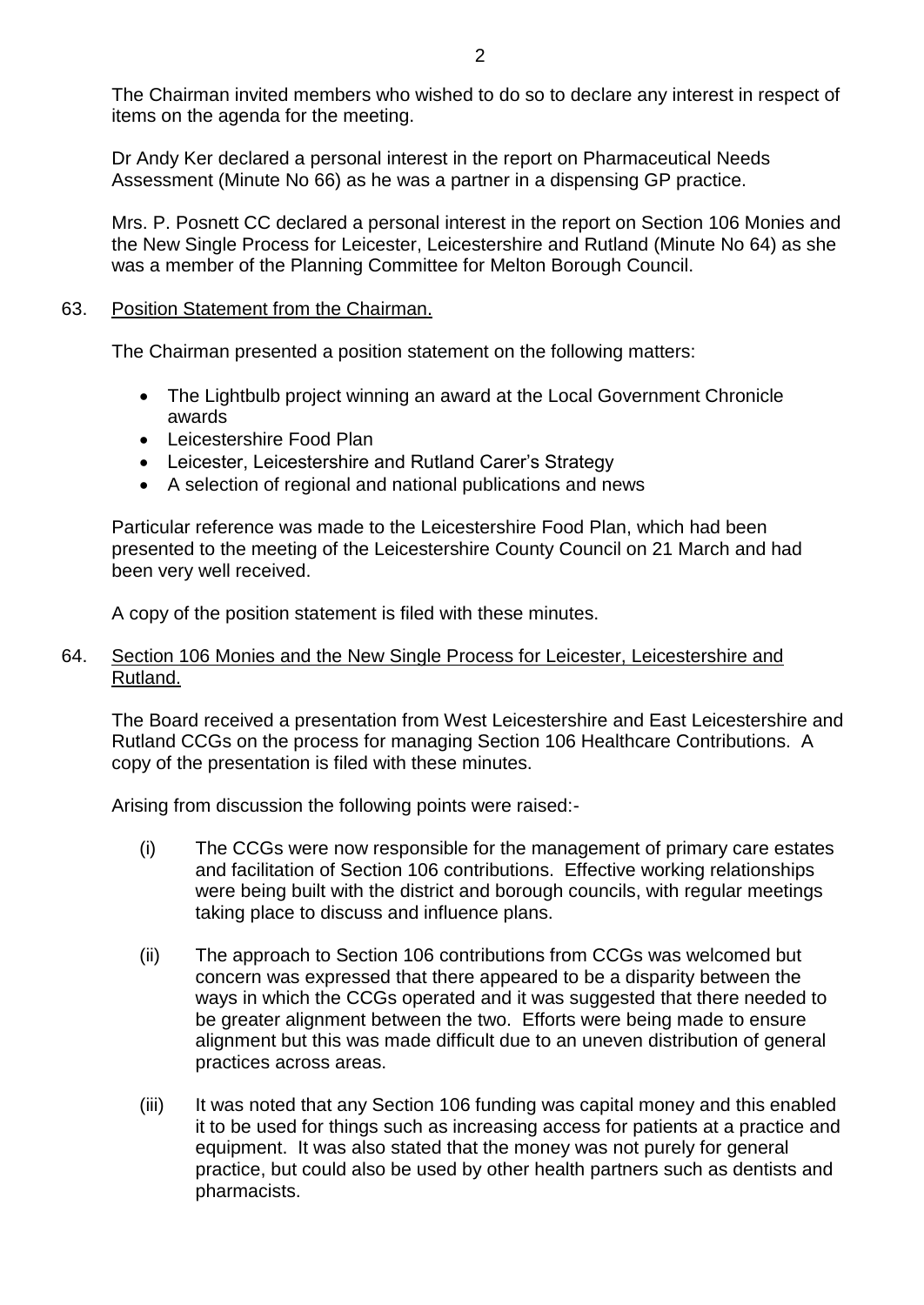The Chairman invited members who wished to do so to declare any interest in respect of items on the agenda for the meeting.

Dr Andy Ker declared a personal interest in the report on Pharmaceutical Needs Assessment (Minute No 66) as he was a partner in a dispensing GP practice.

Mrs. P. Posnett CC declared a personal interest in the report on Section 106 Monies and the New Single Process for Leicester, Leicestershire and Rutland (Minute No 64) as she was a member of the Planning Committee for Melton Borough Council.

63. <u>Position Statement from the Chairman.</u>

The Chairman presented a position statement on the following matters:

- The Lightbulb project winning an award at the Local Government Chronicle awards
- Leicestershire Food Plan
- Leicester, Leicestershire and Rutland Carer's Strategy
- A selection of regional and national publications and news

Particular reference was made to the Leicestershire Food Plan, which had been presented to the meeting of the Leicestershire County Council on 21 March and had been very well received.

A copy of the position statement is filed with these minutes.

64. <u>Section 106 Monies and the New Single Process for Leicester, Leicestershire and Rutland.</u>

The Board received a presentation from West Leicestershire and East Leicestershire and Rutland CCGs on the process for managing Section 106 Healthcare Contributions. A copy of the presentation is filed with these minutes.

Arising from discussion the following points were raised:-

(i) The CCGs were now responsible for the management of primary care estates and facilitation of Section 106 contributions. Effective working relationships were being built with the district and borough councils, with regular meetings taking place to discuss and influence plans.

(ii) The approach to Section 106 contributions from CCGs was welcomed but concern was expressed that there appeared to be a disparity between the ways in which the CCGs operated and it was suggested that there needed to be greater alignment between the two. Efforts were being made to ensure alignment but this was made difficult due to an uneven distribution of general practices across areas.

(iii) It was noted that any Section 106 funding was capital money and this enabled it to be used for things such as increasing access for patients at a practice and equipment. It was also stated that the money was not purely for general practice, but could also be used by other health partners such as dentists and pharmacists.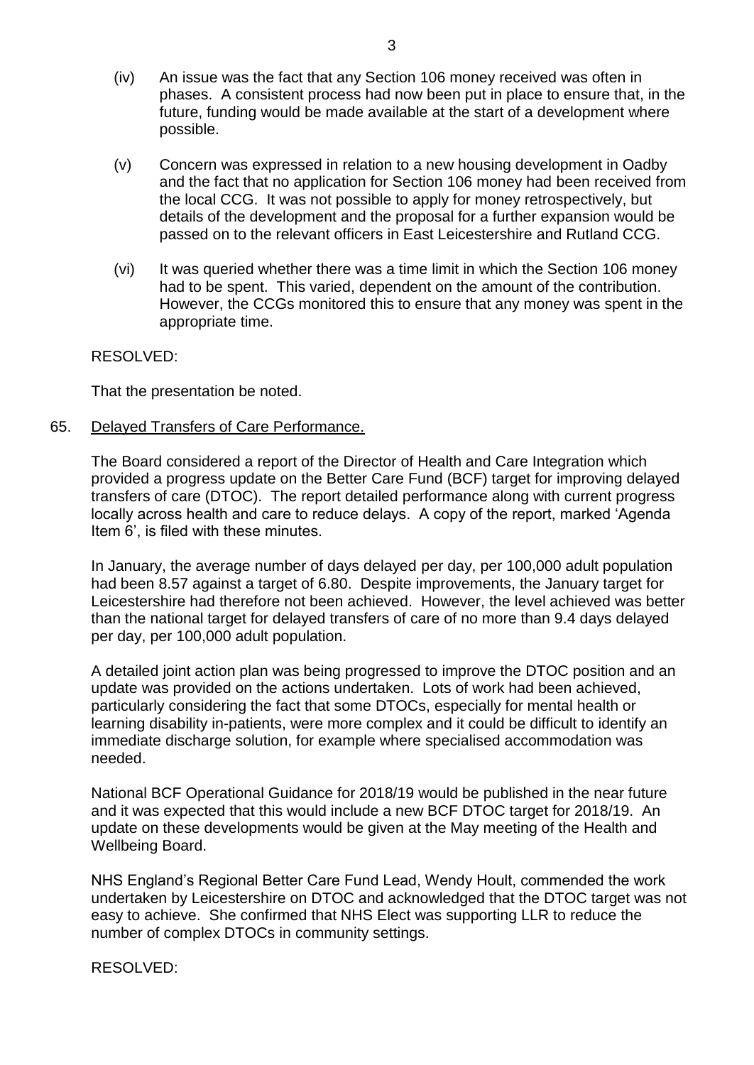(iv) An issue was the fact that any Section 106 money received was often in phases. A consistent process had now been put in place to ensure that, in the future, funding would be made available at the start of a development where possible.

(v) Concern was expressed in relation to a new housing development in Oadby and the fact that no application for Section 106 money had been received from the local CCG. It was not possible to apply for money retrospectively, but details of the development and the proposal for a further expansion would be passed on to the relevant officers in East Leicestershire and Rutland CCG.

(vi) It was queried whether there was a time limit in which the Section 106 money had to be spent. This varied, dependent on the amount of the contribution. However, the CCGs monitored this to ensure that any money was spent in the appropriate time.

RESOLVED:

That the presentation be noted.

65. Delayed Transfers of Care Performance.

The Board considered a report of the Director of Health and Care Integration which provided a progress update on the Better Care Fund (BCF) target for improving delayed transfers of care (DTOC). The report detailed performance along with current progress locally across health and care to reduce delays. A copy of the report, marked 'Agenda Item 6', is filed with these minutes.

In January, the average number of days delayed per day, per 100,000 adult population had been 8.57 against a target of 6.80. Despite improvements, the January target for Leicestershire had therefore not been achieved. However, the level achieved was better than the national target for delayed transfers of care of no more than 9.4 days delayed per day, per 100,000 adult population.

A detailed joint action plan was being progressed to improve the DTOC position and an update was provided on the actions undertaken. Lots of work had been achieved, particularly considering the fact that some DTOCs, especially for mental health or learning disability in-patients, were more complex and it could be difficult to identify an immediate discharge solution, for example where specialised accommodation was needed.

National BCF Operational Guidance for 2018/19 would be published in the near future and it was expected that this would include a new BCF DTOC target for 2018/19. An update on these developments would be given at the May meeting of the Health and Wellbeing Board.

NHS England's Regional Better Care Fund Lead, Wendy Hoult, commended the work undertaken by Leicestershire on DTOC and acknowledged that the DTOC target was not easy to achieve. She confirmed that NHS Elect was supporting LLR to reduce the number of complex DTOCs in community settings.

RESOLVED: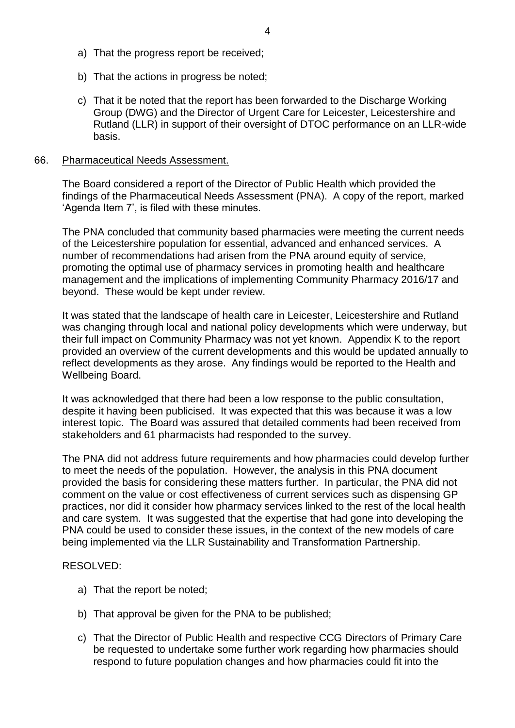a) That the progress report be received;

b) That the actions in progress be noted;

c) That it be noted that the report has been forwarded to the Discharge Working Group (DWG) and the Director of Urgent Care for Leicester, Leicestershire and Rutland (LLR) in support of their oversight of DTOC performance on an LLR-wide basis.

66. <u>Pharmaceutical Needs Assessment.</u>

The Board considered a report of the Director of Public Health which provided the findings of the Pharmaceutical Needs Assessment (PNA). A copy of the report, marked 'Agenda Item 7', is filed with these minutes.

The PNA concluded that community based pharmacies were meeting the current needs of the Leicestershire population for essential, advanced and enhanced services. A number of recommendations had arisen from the PNA around equity of service, promoting the optimal use of pharmacy services in promoting health and healthcare management and the implications of implementing Community Pharmacy 2016/17 and beyond. These would be kept under review.

It was stated that the landscape of health care in Leicester, Leicestershire and Rutland was changing through local and national policy developments which were underway, but their full impact on Community Pharmacy was not yet known. Appendix K to the report provided an overview of the current developments and this would be updated annually to reflect developments as they arose. Any findings would be reported to the Health and Wellbeing Board.

It was acknowledged that there had been a low response to the public consultation, despite it having been publicised. It was expected that this was because it was a low interest topic. The Board was assured that detailed comments had been received from stakeholders and 61 pharmacists had responded to the survey.

The PNA did not address future requirements and how pharmacies could develop further to meet the needs of the population. However, the analysis in this PNA document provided the basis for considering these matters further. In particular, the PNA did not comment on the value or cost effectiveness of current services such as dispensing GP practices, nor did it consider how pharmacy services linked to the rest of the local health and care system. It was suggested that the expertise that had gone into developing the PNA could be used to consider these issues, in the context of the new models of care being implemented via the LLR Sustainability and Transformation Partnership.

RESOLVED:

a) That the report be noted;

b) That approval be given for the PNA to be published;

c) That the Director of Public Health and respective CCG Directors of Primary Care be requested to undertake some further work regarding how pharmacies should respond to future population changes and how pharmacies could fit into the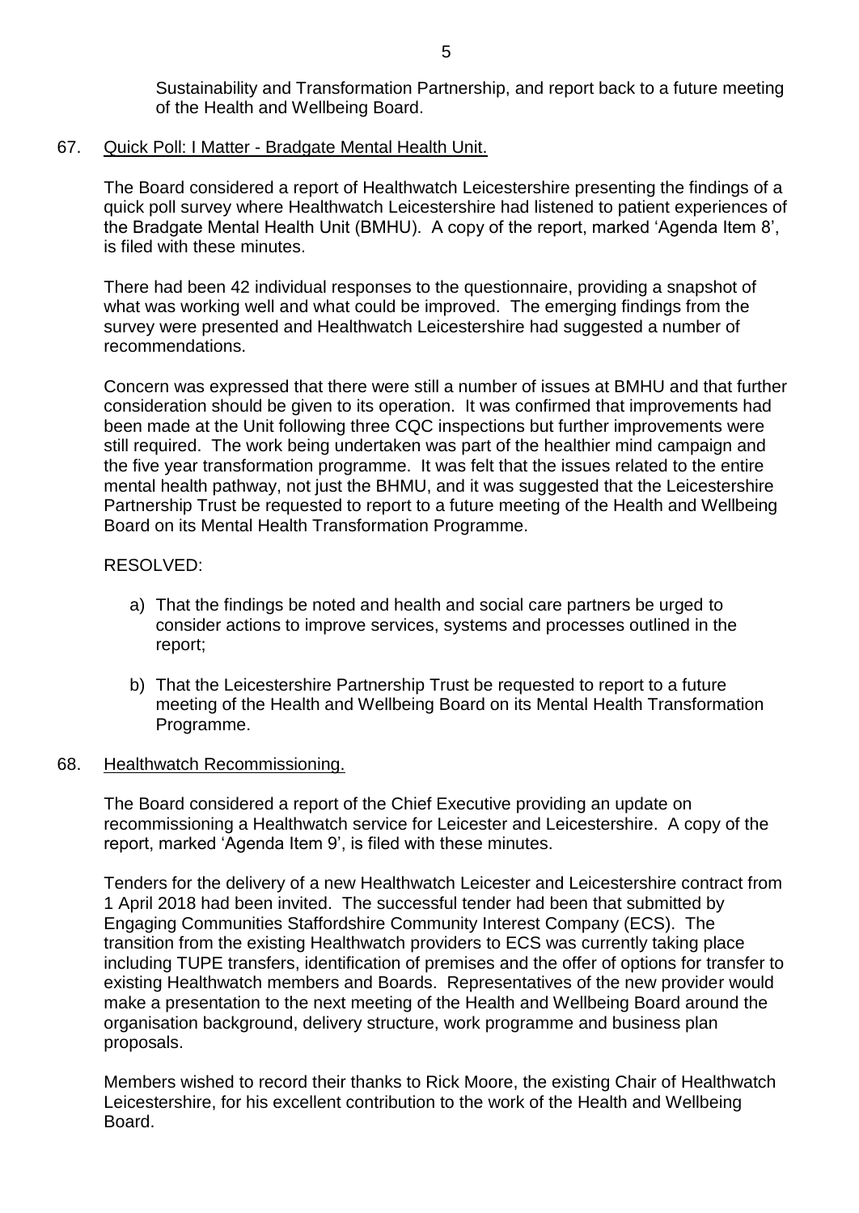Sustainability and Transformation Partnership, and report back to a future meeting of the Health and Wellbeing Board.

67. Quick Poll: I Matter - Bradgate Mental Health Unit.

The Board considered a report of Healthwatch Leicestershire presenting the findings of a quick poll survey where Healthwatch Leicestershire had listened to patient experiences of the Bradgate Mental Health Unit (BMHU). A copy of the report, marked 'Agenda Item 8', is filed with these minutes.

There had been 42 individual responses to the questionnaire, providing a snapshot of what was working well and what could be improved. The emerging findings from the survey were presented and Healthwatch Leicestershire had suggested a number of recommendations.

Concern was expressed that there were still a number of issues at BMHU and that further consideration should be given to its operation. It was confirmed that improvements had been made at the Unit following three CQC inspections but further improvements were still required. The work being undertaken was part of the healthier mind campaign and the five year transformation programme. It was felt that the issues related to the entire mental health pathway, not just the BHMU, and it was suggested that the Leicestershire Partnership Trust be requested to report to a future meeting of the Health and Wellbeing Board on its Mental Health Transformation Programme.

RESOLVED:

a) That the findings be noted and health and social care partners be urged to consider actions to improve services, systems and processes outlined in the report;

b) That the Leicestershire Partnership Trust be requested to report to a future meeting of the Health and Wellbeing Board on its Mental Health Transformation Programme.

68. Healthwatch Recommissioning.

The Board considered a report of the Chief Executive providing an update on recommissioning a Healthwatch service for Leicester and Leicestershire. A copy of the report, marked 'Agenda Item 9', is filed with these minutes.

Tenders for the delivery of a new Healthwatch Leicester and Leicestershire contract from 1 April 2018 had been invited. The successful tender had been that submitted by Engaging Communities Staffordshire Community Interest Company (ECS). The transition from the existing Healthwatch providers to ECS was currently taking place including TUPE transfers, identification of premises and the offer of options for transfer to existing Healthwatch members and Boards. Representatives of the new provider would make a presentation to the next meeting of the Health and Wellbeing Board around the organisation background, delivery structure, work programme and business plan proposals.

Members wished to record their thanks to Rick Moore, the existing Chair of Healthwatch Leicestershire, for his excellent contribution to the work of the Health and Wellbeing Board.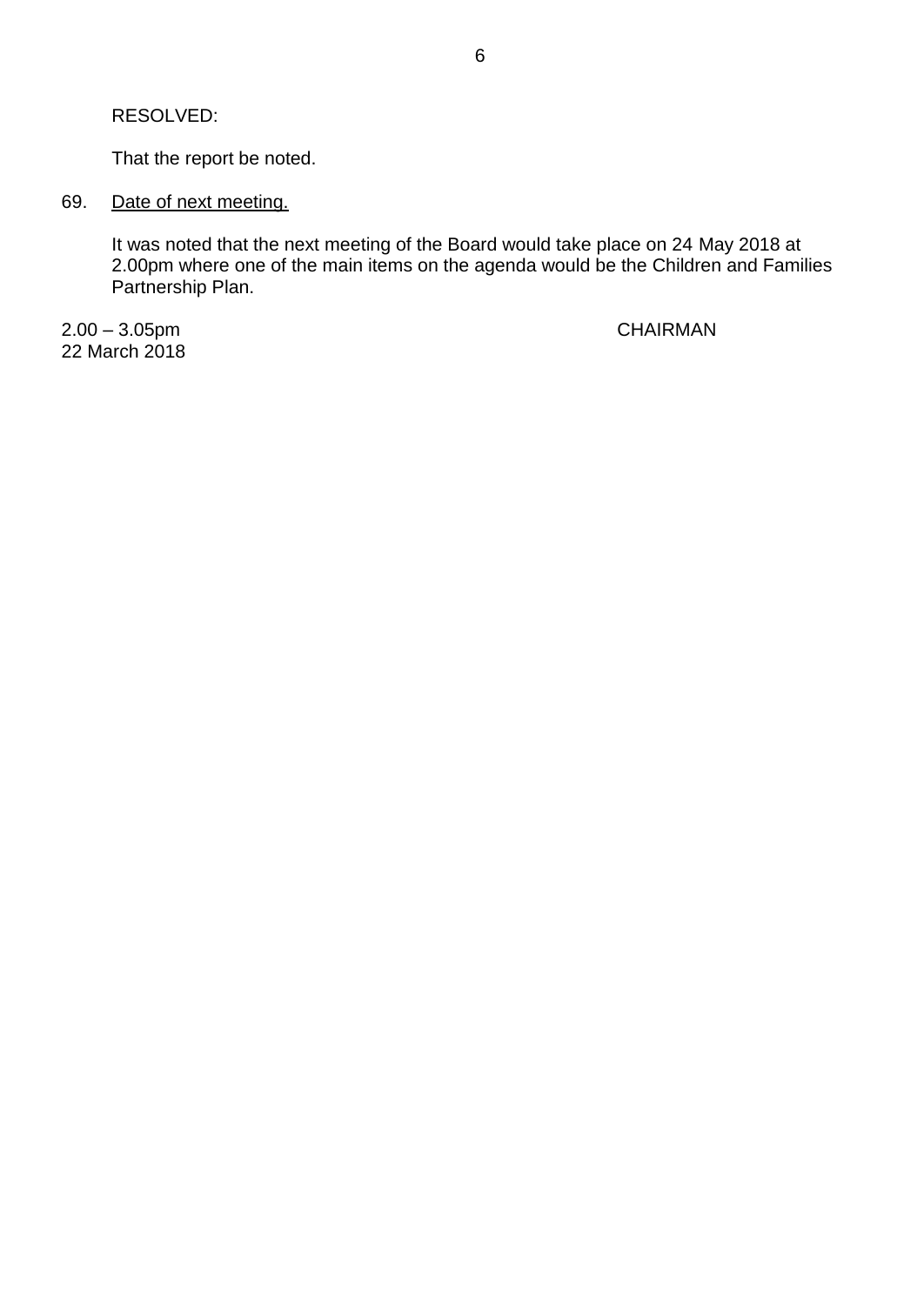RESOLVED:

That the report be noted.

69. Date of next meeting.

It was noted that the next meeting of the Board would take place on 24 May 2018 at 2.00pm where one of the main items on the agenda would be the Children and Families Partnership Plan.

2.00 – 3.05pm CHAIRMAN
22 March 2018